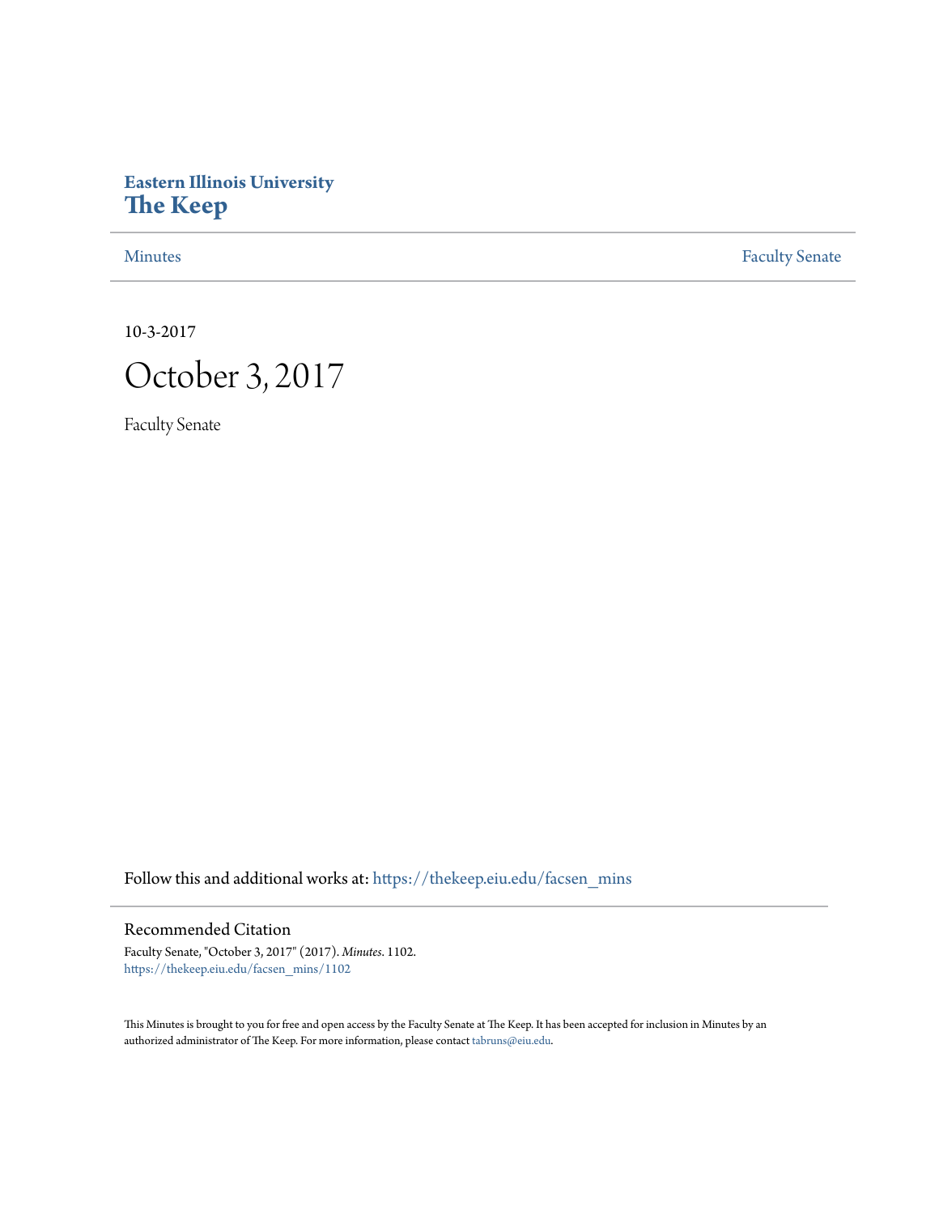# Eastern Illinois University
# The Keep

Minutes | Faculty Senate

10-3-2017

# October 3, 2017

Faculty Senate

Follow this and additional works at: https://thekeep.eiu.edu/facsen_mins

## Recommended Citation

Faculty Senate, "October 3, 2017" (2017). *Minutes*. 1102.
https://thekeep.eiu.edu/facsen_mins/1102

This Minutes is brought to you for free and open access by the Faculty Senate at The Keep. It has been accepted for inclusion in Minutes by an authorized administrator of The Keep. For more information, please contact tabruns@eiu.edu.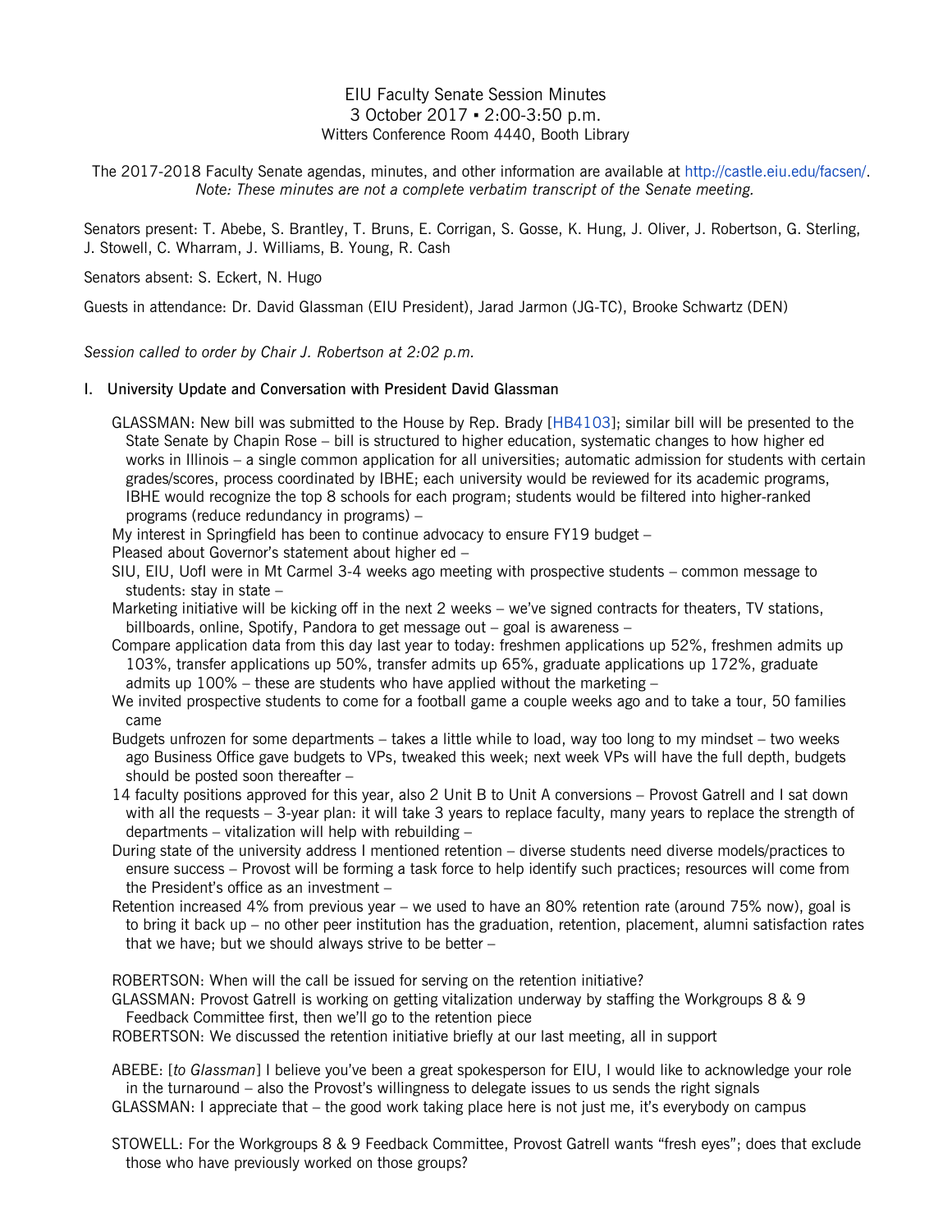# EIU Faculty Senate Session Minutes
3 October 2017 ▪ 2:00-3:50 p.m.
Witters Conference Room 4440, Booth Library

The 2017-2018 Faculty Senate agendas, minutes, and other information are available at http://castle.eiu.edu/facsen/.
*Note: These minutes are not a complete verbatim transcript of the Senate meeting.*

Senators present: T. Abebe, S. Brantley, T. Bruns, E. Corrigan, S. Gosse, K. Hung, J. Oliver, J. Robertson, G. Sterling, J. Stowell, C. Wharram, J. Williams, B. Young, R. Cash

Senators absent: S. Eckert, N. Hugo

Guests in attendance: Dr. David Glassman (EIU President), Jarad Jarmon (JG-TC), Brooke Schwartz (DEN)

*Session called to order by Chair J. Robertson at 2:02 p.m.*

## I. University Update and Conversation with President David Glassman

GLASSMAN: New bill was submitted to the House by Rep. Brady [HB4103]; similar bill will be presented to the State Senate by Chapin Rose – bill is structured to higher education, systematic changes to how higher ed works in Illinois – a single common application for all universities; automatic admission for students with certain grades/scores, process coordinated by IBHE; each university would be reviewed for its academic programs, IBHE would recognize the top 8 schools for each program; students would be filtered into higher-ranked programs (reduce redundancy in programs) –
My interest in Springfield has been to continue advocacy to ensure FY19 budget –
Pleased about Governor's statement about higher ed –
SIU, EIU, UofI were in Mt Carmel 3-4 weeks ago meeting with prospective students – common message to students: stay in state –
Marketing initiative will be kicking off in the next 2 weeks – we've signed contracts for theaters, TV stations, billboards, online, Spotify, Pandora to get message out – goal is awareness –
Compare application data from this day last year to today: freshmen applications up 52%, freshmen admits up 103%, transfer applications up 50%, transfer admits up 65%, graduate applications up 172%, graduate admits up 100% – these are students who have applied without the marketing –
We invited prospective students to come for a football game a couple weeks ago and to take a tour, 50 families came
Budgets unfrozen for some departments – takes a little while to load, way too long to my mindset – two weeks ago Business Office gave budgets to VPs, tweaked this week; next week VPs will have the full depth, budgets should be posted soon thereafter –
14 faculty positions approved for this year, also 2 Unit B to Unit A conversions – Provost Gatrell and I sat down with all the requests – 3-year plan: it will take 3 years to replace faculty, many years to replace the strength of departments – vitalization will help with rebuilding –
During state of the university address I mentioned retention – diverse students need diverse models/practices to ensure success – Provost will be forming a task force to help identify such practices; resources will come from the President's office as an investment –
Retention increased 4% from previous year – we used to have an 80% retention rate (around 75% now), goal is to bring it back up – no other peer institution has the graduation, retention, placement, alumni satisfaction rates that we have; but we should always strive to be better –

ROBERTSON: When will the call be issued for serving on the retention initiative?
GLASSMAN: Provost Gatrell is working on getting vitalization underway by staffing the Workgroups 8 & 9 Feedback Committee first, then we'll go to the retention piece
ROBERTSON: We discussed the retention initiative briefly at our last meeting, all in support

ABEBE: [*to Glassman*] I believe you've been a great spokesperson for EIU, I would like to acknowledge your role in the turnaround – also the Provost's willingness to delegate issues to us sends the right signals
GLASSMAN: I appreciate that – the good work taking place here is not just me, it's everybody on campus

STOWELL: For the Workgroups 8 & 9 Feedback Committee, Provost Gatrell wants "fresh eyes"; does that exclude those who have previously worked on those groups?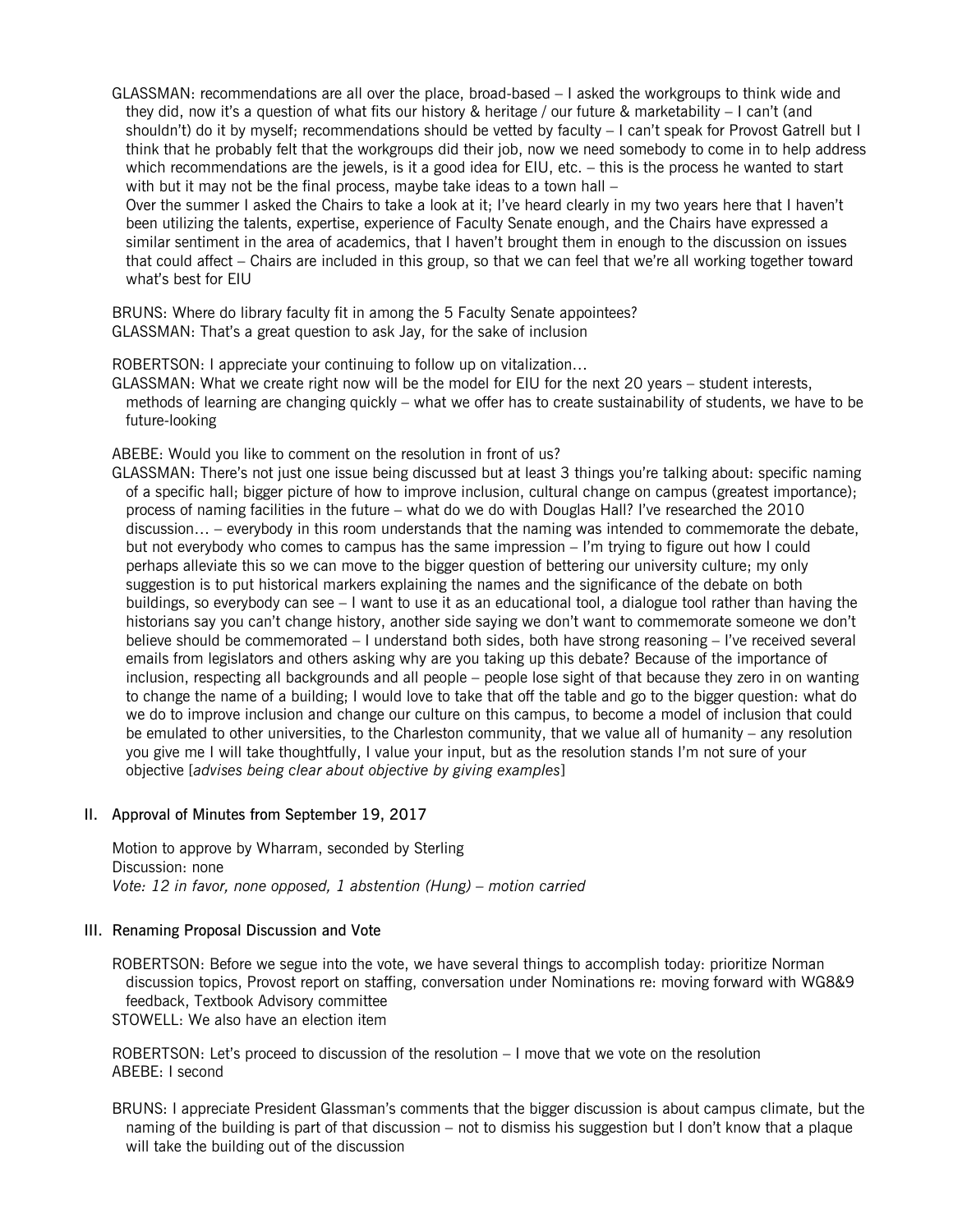GLASSMAN: recommendations are all over the place, broad-based – I asked the workgroups to think wide and they did, now it's a question of what fits our history & heritage / our future & marketability – I can't (and shouldn't) do it by myself; recommendations should be vetted by faculty – I can't speak for Provost Gatrell but I think that he probably felt that the workgroups did their job, now we need somebody to come in to help address which recommendations are the jewels, is it a good idea for EIU, etc. – this is the process he wanted to start with but it may not be the final process, maybe take ideas to a town hall –
Over the summer I asked the Chairs to take a look at it; I've heard clearly in my two years here that I haven't been utilizing the talents, expertise, experience of Faculty Senate enough, and the Chairs have expressed a similar sentiment in the area of academics, that I haven't brought them in enough to the discussion on issues that could affect – Chairs are included in this group, so that we can feel that we're all working together toward what's best for EIU

BRUNS: Where do library faculty fit in among the 5 Faculty Senate appointees?
GLASSMAN: That's a great question to ask Jay, for the sake of inclusion

ROBERTSON: I appreciate your continuing to follow up on vitalization…
GLASSMAN: What we create right now will be the model for EIU for the next 20 years – student interests, methods of learning are changing quickly – what we offer has to create sustainability of students, we have to be future-looking

ABEBE: Would you like to comment on the resolution in front of us?
GLASSMAN: There's not just one issue being discussed but at least 3 things you're talking about: specific naming of a specific hall; bigger picture of how to improve inclusion, cultural change on campus (greatest importance); process of naming facilities in the future – what do we do with Douglas Hall? I've researched the 2010 discussion… – everybody in this room understands that the naming was intended to commemorate the debate, but not everybody who comes to campus has the same impression – I'm trying to figure out how I could perhaps alleviate this so we can move to the bigger question of bettering our university culture; my only suggestion is to put historical markers explaining the names and the significance of the debate on both buildings, so everybody can see – I want to use it as an educational tool, a dialogue tool rather than having the historians say you can't change history, another side saying we don't want to commemorate someone we don't believe should be commemorated – I understand both sides, both have strong reasoning – I've received several emails from legislators and others asking why are you taking up this debate? Because of the importance of inclusion, respecting all backgrounds and all people – people lose sight of that because they zero in on wanting to change the name of a building; I would love to take that off the table and go to the bigger question: what do we do to improve inclusion and change our culture on this campus, to become a model of inclusion that could be emulated to other universities, to the Charleston community, that we value all of humanity – any resolution you give me I will take thoughtfully, I value your input, but as the resolution stands I'm not sure of your objective [*advises being clear about objective by giving examples*]

## II. Approval of Minutes from September 19, 2017

Motion to approve by Wharram, seconded by Sterling
Discussion: none
*Vote: 12 in favor, none opposed, 1 abstention (Hung) – motion carried*

## III. Renaming Proposal Discussion and Vote

ROBERTSON: Before we segue into the vote, we have several things to accomplish today: prioritize Norman discussion topics, Provost report on staffing, conversation under Nominations re: moving forward with WG8&9 feedback, Textbook Advisory committee
STOWELL: We also have an election item

ROBERTSON: Let's proceed to discussion of the resolution – I move that we vote on the resolution
ABEBE: I second

BRUNS: I appreciate President Glassman's comments that the bigger discussion is about campus climate, but the naming of the building is part of that discussion – not to dismiss his suggestion but I don't know that a plaque will take the building out of the discussion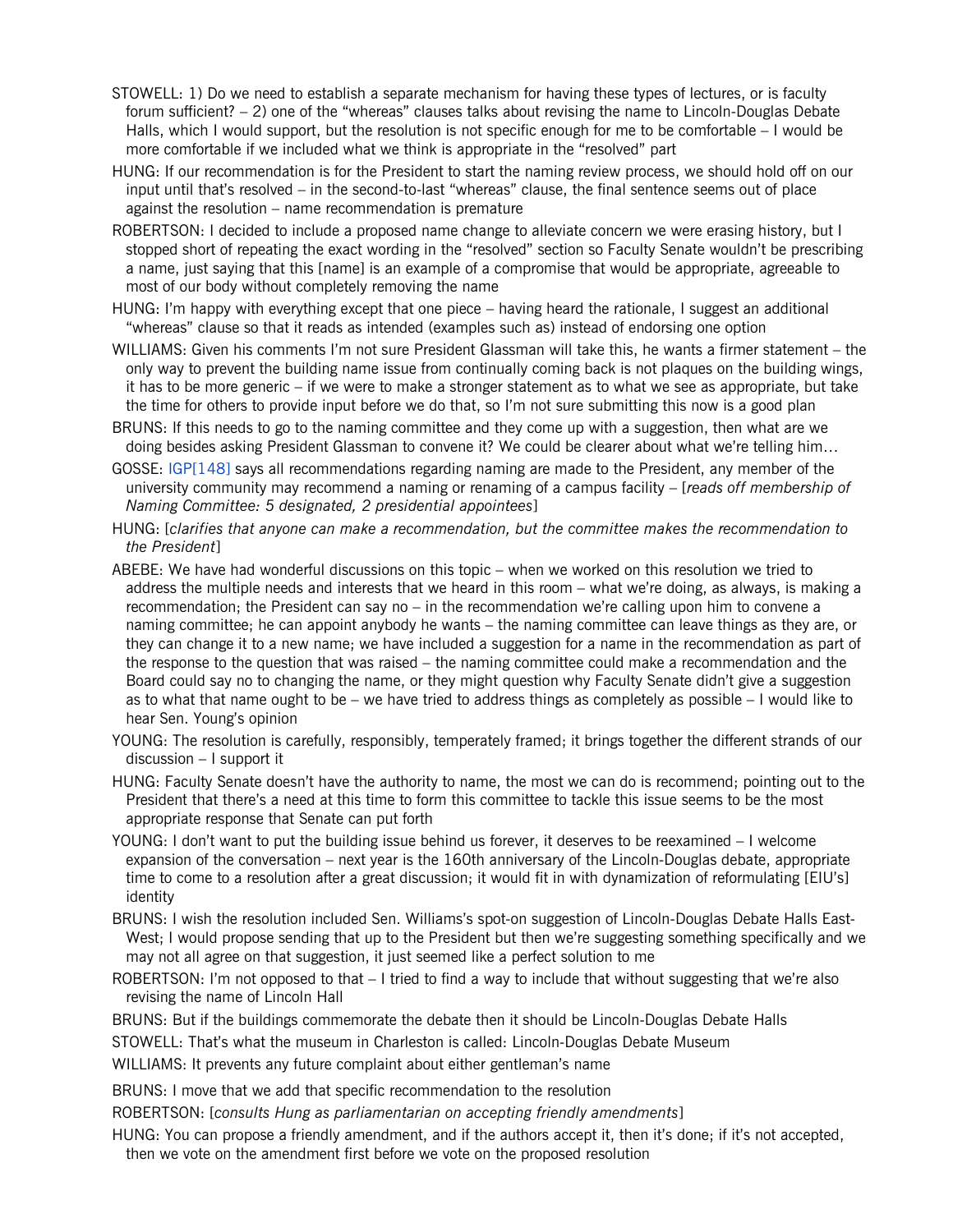STOWELL: 1) Do we need to establish a separate mechanism for having these types of lectures, or is faculty forum sufficient? – 2) one of the "whereas" clauses talks about revising the name to Lincoln-Douglas Debate Halls, which I would support, but the resolution is not specific enough for me to be comfortable – I would be more comfortable if we included what we think is appropriate in the "resolved" part

HUNG: If our recommendation is for the President to start the naming review process, we should hold off on our input until that's resolved – in the second-to-last "whereas" clause, the final sentence seems out of place against the resolution – name recommendation is premature

ROBERTSON: I decided to include a proposed name change to alleviate concern we were erasing history, but I stopped short of repeating the exact wording in the "resolved" section so Faculty Senate wouldn't be prescribing a name, just saying that this [name] is an example of a compromise that would be appropriate, agreeable to most of our body without completely removing the name

HUNG: I'm happy with everything except that one piece – having heard the rationale, I suggest an additional "whereas" clause so that it reads as intended (examples such as) instead of endorsing one option

WILLIAMS: Given his comments I'm not sure President Glassman will take this, he wants a firmer statement – the only way to prevent the building name issue from continually coming back is not plaques on the building wings, it has to be more generic – if we were to make a stronger statement as to what we see as appropriate, but take the time for others to provide input before we do that, so I'm not sure submitting this now is a good plan

BRUNS: If this needs to go to the naming committee and they come up with a suggestion, then what are we doing besides asking President Glassman to convene it? We could be clearer about what we're telling him…

GOSSE: IGP[148] says all recommendations regarding naming are made to the President, any member of the university community may recommend a naming or renaming of a campus facility – [*reads off membership of Naming Committee: 5 designated, 2 presidential appointees*]

HUNG: [*clarifies that anyone can make a recommendation, but the committee makes the recommendation to the President*]

ABEBE: We have had wonderful discussions on this topic – when we worked on this resolution we tried to address the multiple needs and interests that we heard in this room – what we're doing, as always, is making a recommendation; the President can say no – in the recommendation we're calling upon him to convene a naming committee; he can appoint anybody he wants – the naming committee can leave things as they are, or they can change it to a new name; we have included a suggestion for a name in the recommendation as part of the response to the question that was raised – the naming committee could make a recommendation and the Board could say no to changing the name, or they might question why Faculty Senate didn't give a suggestion as to what that name ought to be – we have tried to address things as completely as possible – I would like to hear Sen. Young's opinion

YOUNG: The resolution is carefully, responsibly, temperately framed; it brings together the different strands of our discussion – I support it

HUNG: Faculty Senate doesn't have the authority to name, the most we can do is recommend; pointing out to the President that there's a need at this time to form this committee to tackle this issue seems to be the most appropriate response that Senate can put forth

YOUNG: I don't want to put the building issue behind us forever, it deserves to be reexamined – I welcome expansion of the conversation – next year is the 160th anniversary of the Lincoln-Douglas debate, appropriate time to come to a resolution after a great discussion; it would fit in with dynamization of reformulating [EIU's] identity

BRUNS: I wish the resolution included Sen. Williams's spot-on suggestion of Lincoln-Douglas Debate Halls East-West; I would propose sending that up to the President but then we're suggesting something specifically and we may not all agree on that suggestion, it just seemed like a perfect solution to me

ROBERTSON: I'm not opposed to that – I tried to find a way to include that without suggesting that we're also revising the name of Lincoln Hall

BRUNS: But if the buildings commemorate the debate then it should be Lincoln-Douglas Debate Halls

STOWELL: That's what the museum in Charleston is called: Lincoln-Douglas Debate Museum

WILLIAMS: It prevents any future complaint about either gentleman's name

BRUNS: I move that we add that specific recommendation to the resolution

ROBERTSON: [*consults Hung as parliamentarian on accepting friendly amendments*]

HUNG: You can propose a friendly amendment, and if the authors accept it, then it's done; if it's not accepted, then we vote on the amendment first before we vote on the proposed resolution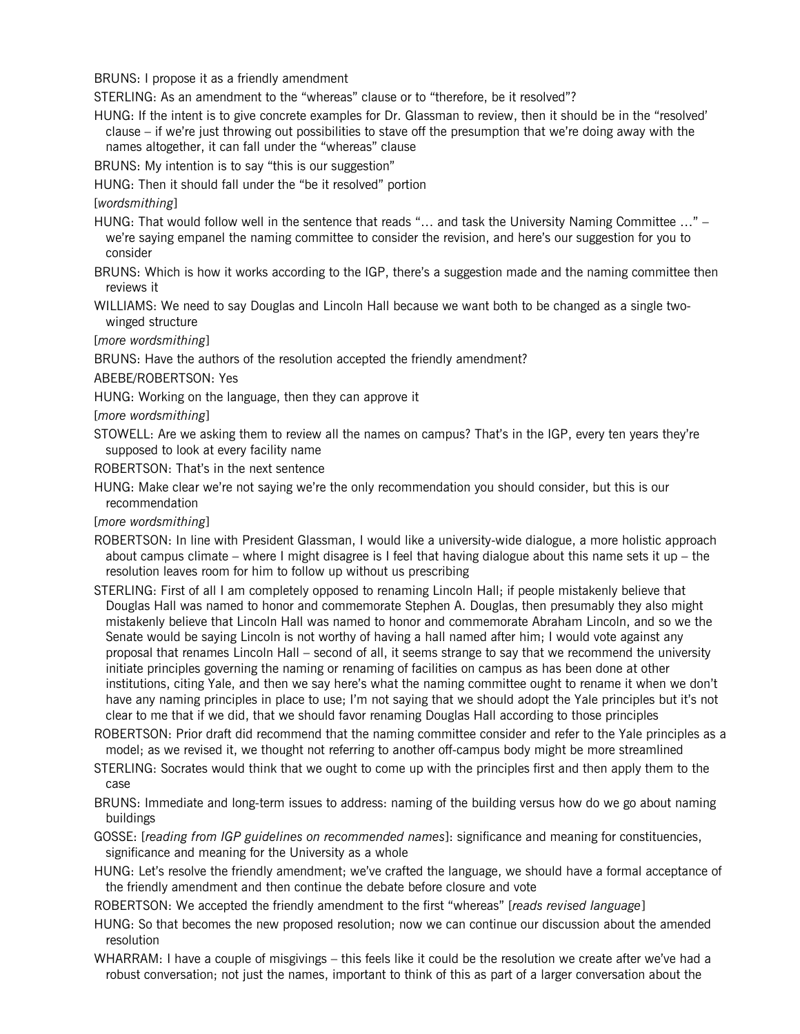BRUNS: I propose it as a friendly amendment

STERLING: As an amendment to the "whereas" clause or to "therefore, be it resolved"?

HUNG: If the intent is to give concrete examples for Dr. Glassman to review, then it should be in the "resolved' clause – if we're just throwing out possibilities to stave off the presumption that we're doing away with the names altogether, it can fall under the "whereas" clause

BRUNS: My intention is to say "this is our suggestion"

HUNG: Then it should fall under the "be it resolved" portion

[*wordsmithing*]

HUNG: That would follow well in the sentence that reads "… and task the University Naming Committee …" – we're saying empanel the naming committee to consider the revision, and here's our suggestion for you to consider

BRUNS: Which is how it works according to the IGP, there's a suggestion made and the naming committee then reviews it

WILLIAMS: We need to say Douglas and Lincoln Hall because we want both to be changed as a single two-winged structure

[*more wordsmithing*]

BRUNS: Have the authors of the resolution accepted the friendly amendment?

ABEBE/ROBERTSON: Yes

HUNG: Working on the language, then they can approve it

[*more wordsmithing*]

STOWELL: Are we asking them to review all the names on campus? That's in the IGP, every ten years they're supposed to look at every facility name

ROBERTSON: That's in the next sentence

HUNG: Make clear we're not saying we're the only recommendation you should consider, but this is our recommendation

[*more wordsmithing*]

ROBERTSON: In line with President Glassman, I would like a university-wide dialogue, a more holistic approach about campus climate – where I might disagree is I feel that having dialogue about this name sets it up – the resolution leaves room for him to follow up without us prescribing

STERLING: First of all I am completely opposed to renaming Lincoln Hall; if people mistakenly believe that Douglas Hall was named to honor and commemorate Stephen A. Douglas, then presumably they also might mistakenly believe that Lincoln Hall was named to honor and commemorate Abraham Lincoln, and so we the Senate would be saying Lincoln is not worthy of having a hall named after him; I would vote against any proposal that renames Lincoln Hall – second of all, it seems strange to say that we recommend the university initiate principles governing the naming or renaming of facilities on campus as has been done at other institutions, citing Yale, and then we say here's what the naming committee ought to rename it when we don't have any naming principles in place to use; I'm not saying that we should adopt the Yale principles but it's not clear to me that if we did, that we should favor renaming Douglas Hall according to those principles

ROBERTSON: Prior draft did recommend that the naming committee consider and refer to the Yale principles as a model; as we revised it, we thought not referring to another off-campus body might be more streamlined

STERLING: Socrates would think that we ought to come up with the principles first and then apply them to the case

BRUNS: Immediate and long-term issues to address: naming of the building versus how do we go about naming buildings

GOSSE: [*reading from IGP guidelines on recommended names*]: significance and meaning for constituencies, significance and meaning for the University as a whole

HUNG: Let's resolve the friendly amendment; we've crafted the language, we should have a formal acceptance of the friendly amendment and then continue the debate before closure and vote

ROBERTSON: We accepted the friendly amendment to the first "whereas" [*reads revised language*]

HUNG: So that becomes the new proposed resolution; now we can continue our discussion about the amended resolution

WHARRAM: I have a couple of misgivings – this feels like it could be the resolution we create after we've had a robust conversation; not just the names, important to think of this as part of a larger conversation about the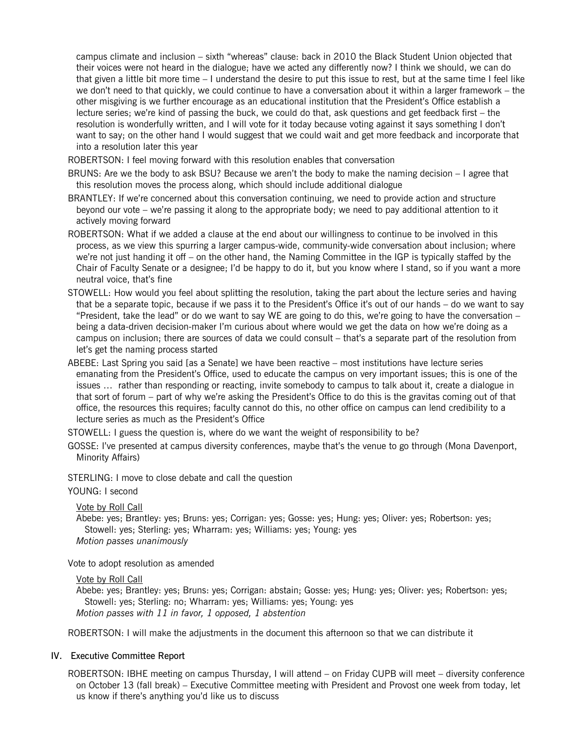campus climate and inclusion – sixth "whereas" clause: back in 2010 the Black Student Union objected that their voices were not heard in the dialogue; have we acted any differently now? I think we should, we can do that given a little bit more time – I understand the desire to put this issue to rest, but at the same time I feel like we don't need to that quickly, we could continue to have a conversation about it within a larger framework – the other misgiving is we further encourage as an educational institution that the President's Office establish a lecture series; we're kind of passing the buck, we could do that, ask questions and get feedback first – the resolution is wonderfully written, and I will vote for it today because voting against it says something I don't want to say; on the other hand I would suggest that we could wait and get more feedback and incorporate that into a resolution later this year

ROBERTSON: I feel moving forward with this resolution enables that conversation

BRUNS: Are we the body to ask BSU? Because we aren't the body to make the naming decision – I agree that this resolution moves the process along, which should include additional dialogue

BRANTLEY: If we're concerned about this conversation continuing, we need to provide action and structure beyond our vote – we're passing it along to the appropriate body; we need to pay additional attention to it actively moving forward

ROBERTSON: What if we added a clause at the end about our willingness to continue to be involved in this process, as we view this spurring a larger campus-wide, community-wide conversation about inclusion; where we're not just handing it off – on the other hand, the Naming Committee in the IGP is typically staffed by the Chair of Faculty Senate or a designee; I'd be happy to do it, but you know where I stand, so if you want a more neutral voice, that's fine

STOWELL: How would you feel about splitting the resolution, taking the part about the lecture series and having that be a separate topic, because if we pass it to the President's Office it's out of our hands – do we want to say "President, take the lead" or do we want to say WE are going to do this, we're going to have the conversation – being a data-driven decision-maker I'm curious about where would we get the data on how we're doing as a campus on inclusion; there are sources of data we could consult – that's a separate part of the resolution from let's get the naming process started

ABEBE: Last Spring you said [as a Senate] we have been reactive – most institutions have lecture series emanating from the President's Office, used to educate the campus on very important issues; this is one of the issues … rather than responding or reacting, invite somebody to campus to talk about it, create a dialogue in that sort of forum – part of why we're asking the President's Office to do this is the gravitas coming out of that office, the resources this requires; faculty cannot do this, no other office on campus can lend credibility to a lecture series as much as the President's Office

STOWELL: I guess the question is, where do we want the weight of responsibility to be?

GOSSE: I've presented at campus diversity conferences, maybe that's the venue to go through (Mona Davenport, Minority Affairs)

STERLING: I move to close debate and call the question

YOUNG: I second

Vote by Roll Call
Abebe: yes; Brantley: yes; Bruns: yes; Corrigan: yes; Gosse: yes; Hung: yes; Oliver: yes; Robertson: yes; Stowell: yes; Sterling: yes; Wharram: yes; Williams: yes; Young: yes
*Motion passes unanimously*

Vote to adopt resolution as amended

Vote by Roll Call
Abebe: yes; Brantley: yes; Bruns: yes; Corrigan: abstain; Gosse: yes; Hung: yes; Oliver: yes; Robertson: yes; Stowell: yes; Sterling: no; Wharram: yes; Williams: yes; Young: yes
*Motion passes with 11 in favor, 1 opposed, 1 abstention*

ROBERTSON: I will make the adjustments in the document this afternoon so that we can distribute it

## IV. Executive Committee Report

ROBERTSON: IBHE meeting on campus Thursday, I will attend – on Friday CUPB will meet – diversity conference on October 13 (fall break) – Executive Committee meeting with President and Provost one week from today, let us know if there's anything you'd like us to discuss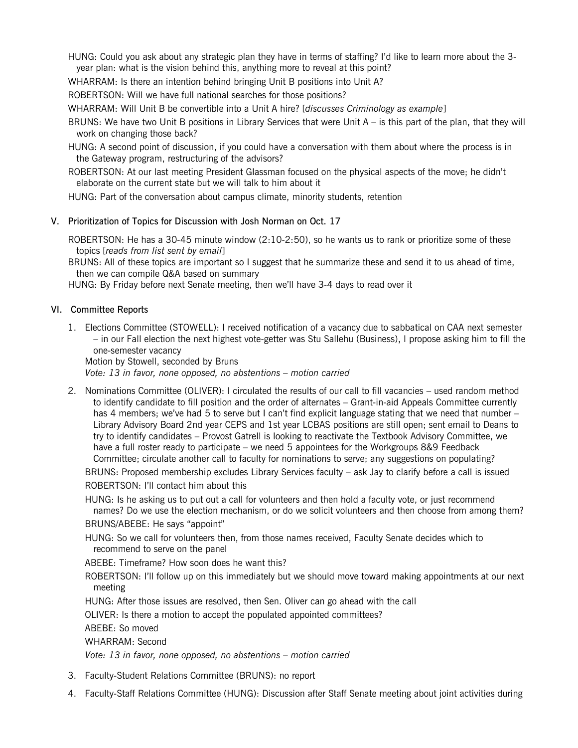HUNG: Could you ask about any strategic plan they have in terms of staffing? I'd like to learn more about the 3-year plan: what is the vision behind this, anything more to reveal at this point?

WHARRAM: Is there an intention behind bringing Unit B positions into Unit A?

ROBERTSON: Will we have full national searches for those positions?

WHARRAM: Will Unit B be convertible into a Unit A hire? [*discusses Criminology as example*]

BRUNS: We have two Unit B positions in Library Services that were Unit A – is this part of the plan, that they will work on changing those back?

HUNG: A second point of discussion, if you could have a conversation with them about where the process is in the Gateway program, restructuring of the advisors?

ROBERTSON: At our last meeting President Glassman focused on the physical aspects of the move; he didn't elaborate on the current state but we will talk to him about it

HUNG: Part of the conversation about campus climate, minority students, retention

## V. Prioritization of Topics for Discussion with Josh Norman on Oct. 17

ROBERTSON: He has a 30-45 minute window (2:10-2:50), so he wants us to rank or prioritize some of these topics [*reads from list sent by email*]

BRUNS: All of these topics are important so I suggest that he summarize these and send it to us ahead of time, then we can compile Q&A based on summary

HUNG: By Friday before next Senate meeting, then we'll have 3-4 days to read over it

## VI. Committee Reports

1. Elections Committee (STOWELL): I received notification of a vacancy due to sabbatical on CAA next semester – in our Fall election the next highest vote-getter was Stu Sallehu (Business), I propose asking him to fill the one-semester vacancy

   Motion by Stowell, seconded by Bruns

   *Vote: 13 in favor, none opposed, no abstentions – motion carried*

2. Nominations Committee (OLIVER): I circulated the results of our call to fill vacancies – used random method to identify candidate to fill position and the order of alternates – Grant-in-aid Appeals Committee currently has 4 members; we've had 5 to serve but I can't find explicit language stating that we need that number – Library Advisory Board 2nd year CEPS and 1st year LCBAS positions are still open; sent email to Deans to try to identify candidates – Provost Gatrell is looking to reactivate the Textbook Advisory Committee, we have a full roster ready to participate – we need 5 appointees for the Workgroups 8&9 Feedback Committee; circulate another call to faculty for nominations to serve; any suggestions on populating?

   BRUNS: Proposed membership excludes Library Services faculty – ask Jay to clarify before a call is issued

   ROBERTSON: I'll contact him about this

   HUNG: Is he asking us to put out a call for volunteers and then hold a faculty vote, or just recommend names? Do we use the election mechanism, or do we solicit volunteers and then choose from among them?

   BRUNS/ABEBE: He says "appoint"

   HUNG: So we call for volunteers then, from those names received, Faculty Senate decides which to recommend to serve on the panel

   ABEBE: Timeframe? How soon does he want this?

   ROBERTSON: I'll follow up on this immediately but we should move toward making appointments at our next meeting

   HUNG: After those issues are resolved, then Sen. Oliver can go ahead with the call

   OLIVER: Is there a motion to accept the populated appointed committees?

   ABEBE: So moved

   WHARRAM: Second

   *Vote: 13 in favor, none opposed, no abstentions – motion carried*

3. Faculty-Student Relations Committee (BRUNS): no report

4. Faculty-Staff Relations Committee (HUNG): Discussion after Staff Senate meeting about joint activities during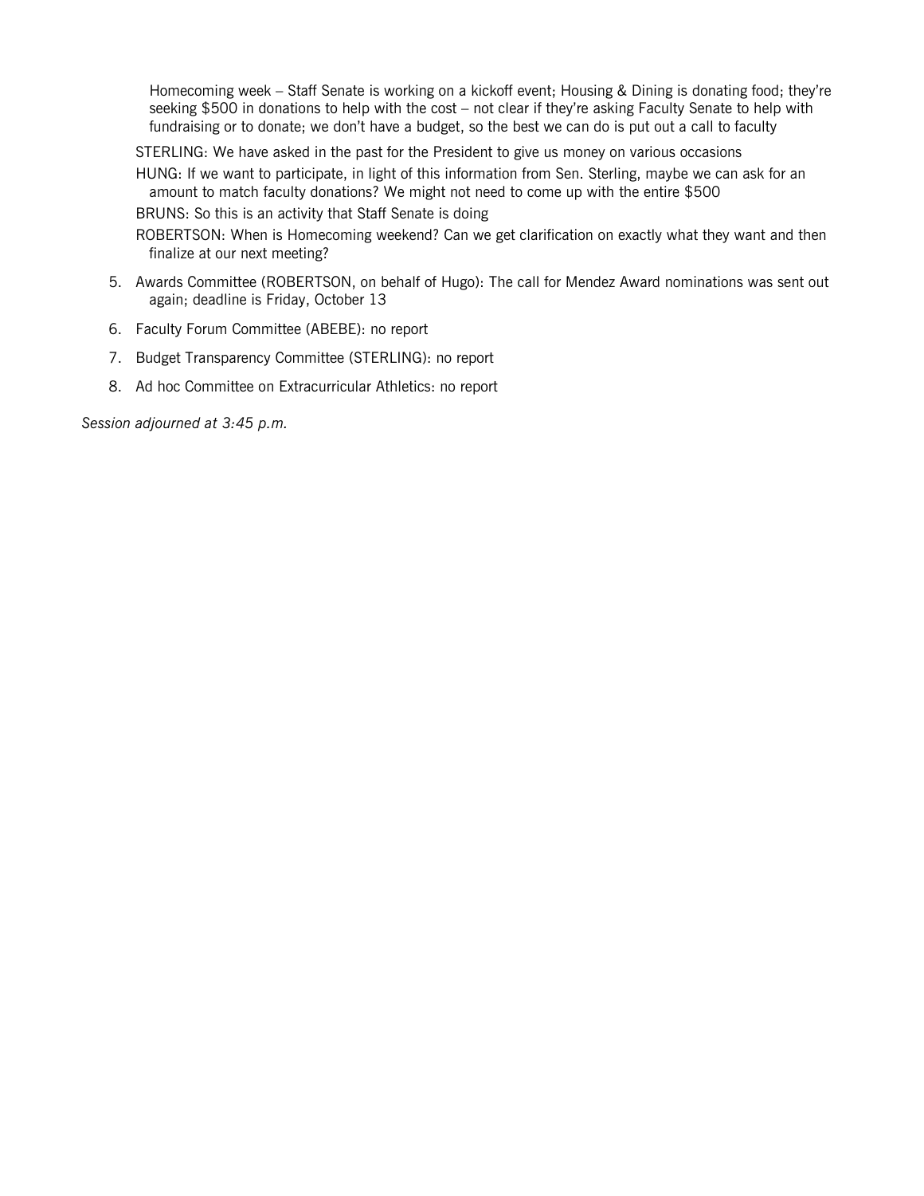Homecoming week – Staff Senate is working on a kickoff event; Housing & Dining is donating food; they're seeking $500 in donations to help with the cost – not clear if they're asking Faculty Senate to help with fundraising or to donate; we don't have a budget, so the best we can do is put out a call to faculty

STERLING: We have asked in the past for the President to give us money on various occasions

HUNG: If we want to participate, in light of this information from Sen. Sterling, maybe we can ask for an amount to match faculty donations? We might not need to come up with the entire $500

BRUNS: So this is an activity that Staff Senate is doing

ROBERTSON: When is Homecoming weekend? Can we get clarification on exactly what they want and then finalize at our next meeting?

5. Awards Committee (ROBERTSON, on behalf of Hugo): The call for Mendez Award nominations was sent out again; deadline is Friday, October 13
6. Faculty Forum Committee (ABEBE): no report
7. Budget Transparency Committee (STERLING): no report
8. Ad hoc Committee on Extracurricular Athletics: no report

*Session adjourned at 3:45 p.m.*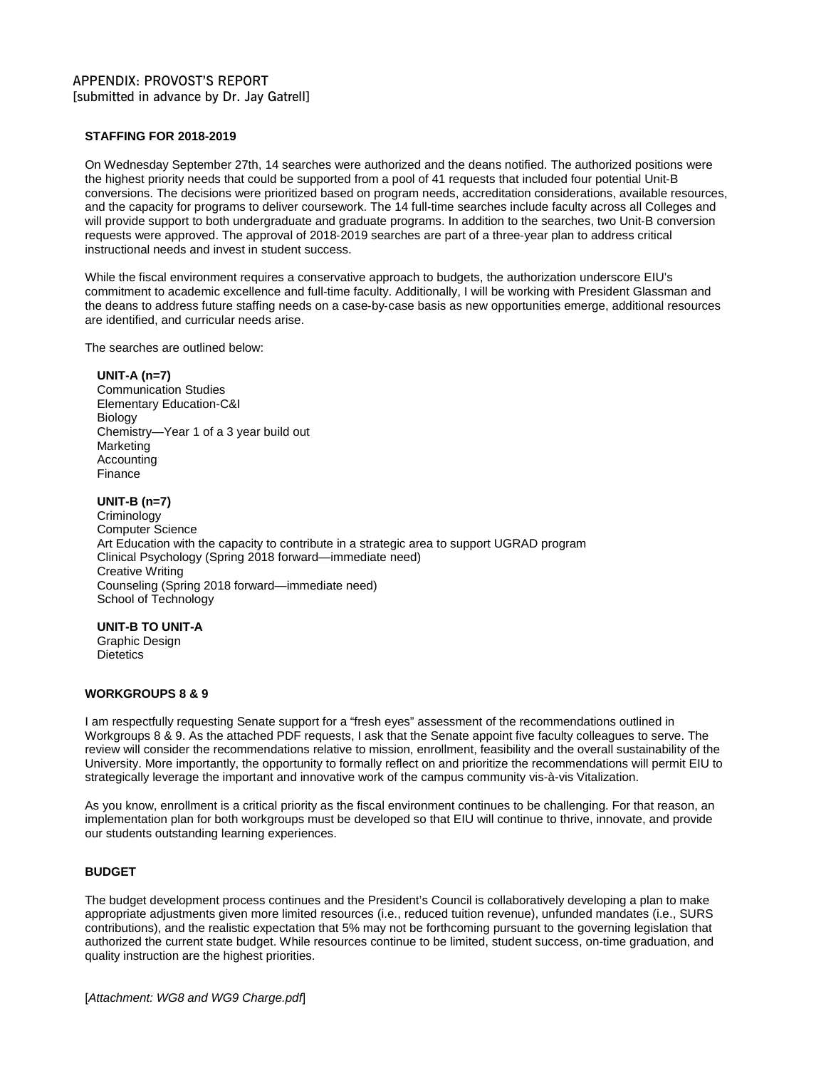## APPENDIX: PROVOST'S REPORT
[submitted in advance by Dr. Jay Gatrell]

### STAFFING FOR 2018-2019

On Wednesday September 27th, 14 searches were authorized and the deans notified. The authorized positions were the highest priority needs that could be supported from a pool of 41 requests that included four potential Unit-B conversions. The decisions were prioritized based on program needs, accreditation considerations, available resources, and the capacity for programs to deliver coursework. The 14 full-time searches include faculty across all Colleges and will provide support to both undergraduate and graduate programs. In addition to the searches, two Unit-B conversion requests were approved. The approval of 2018-2019 searches are part of a three-year plan to address critical instructional needs and invest in student success.

While the fiscal environment requires a conservative approach to budgets, the authorization underscore EIU's commitment to academic excellence and full-time faculty. Additionally, I will be working with President Glassman and the deans to address future staffing needs on a case-by-case basis as new opportunities emerge, additional resources are identified, and curricular needs arise.

The searches are outlined below:

**UNIT-A (n=7)**
Communication Studies
Elementary Education-C&I
Biology
Chemistry—Year 1 of a 3 year build out
Marketing
Accounting
Finance

**UNIT-B (n=7)**
Criminology
Computer Science
Art Education with the capacity to contribute in a strategic area to support UGRAD program
Clinical Psychology (Spring 2018 forward—immediate need)
Creative Writing
Counseling (Spring 2018 forward—immediate need)
School of Technology

**UNIT-B TO UNIT-A**
Graphic Design
Dietetics

### WORKGROUPS 8 & 9

I am respectfully requesting Senate support for a "fresh eyes" assessment of the recommendations outlined in Workgroups 8 & 9. As the attached PDF requests, I ask that the Senate appoint five faculty colleagues to serve. The review will consider the recommendations relative to mission, enrollment, feasibility and the overall sustainability of the University. More importantly, the opportunity to formally reflect on and prioritize the recommendations will permit EIU to strategically leverage the important and innovative work of the campus community vis-à-vis Vitalization.

As you know, enrollment is a critical priority as the fiscal environment continues to be challenging. For that reason, an implementation plan for both workgroups must be developed so that EIU will continue to thrive, innovate, and provide our students outstanding learning experiences.

### BUDGET

The budget development process continues and the President's Council is collaboratively developing a plan to make appropriate adjustments given more limited resources (i.e., reduced tuition revenue), unfunded mandates (i.e., SURS contributions), and the realistic expectation that 5% may not be forthcoming pursuant to the governing legislation that authorized the current state budget. While resources continue to be limited, student success, on-time graduation, and quality instruction are the highest priorities.

[*Attachment: WG8 and WG9 Charge.pdf*]